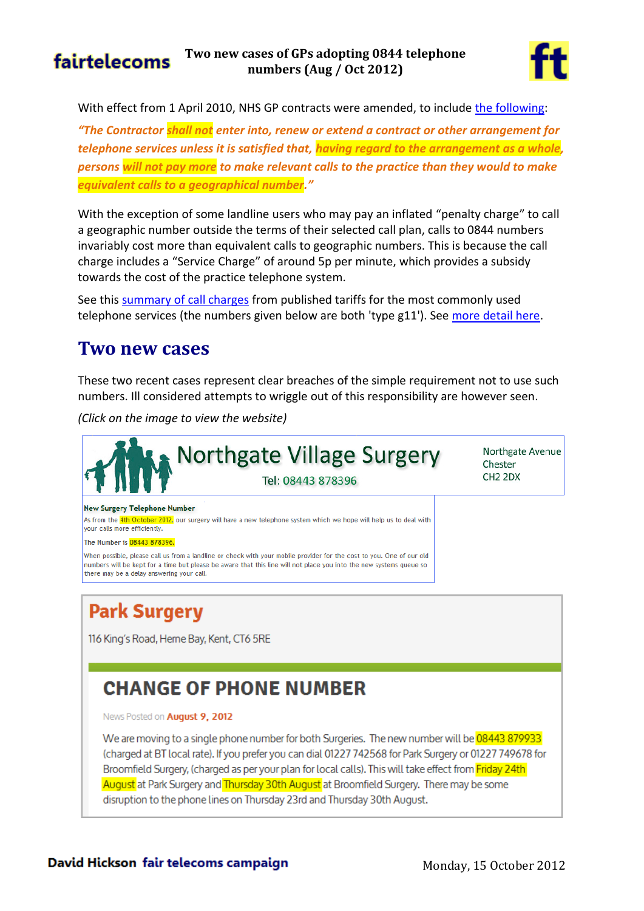# Two new cases of GPs adopting 0844 telephone numbers (Aug / Oct 2012)

With effect from 1 April 2010, NHS GP contracts were amended, to include the following:

*"The Contractor **shall not** enter into, renew or extend a contract or other arrangement for telephone services unless it is satisfied that, **having regard to the arrangement as a whole**, persons **will not pay more** to make relevant calls to the practice than they would to make **equivalent calls to a geographical number**."*

With the exception of some landline users who may pay an inflated "penalty charge" to call a geographic number outside the terms of their selected call plan, calls to 0844 numbers invariably cost more than equivalent calls to geographic numbers. This is because the call charge includes a "Service Charge" of around 5p per minute, which provides a subsidy towards the cost of the practice telephone system.

See this summary of call charges from published tariffs for the most commonly used telephone services (the numbers given below are both 'type g11'). See more detail here.

## Two new cases

These two recent cases represent clear breaches of the simple requirement not to use such numbers. Ill considered attempts to wriggle out of this responsibility are however seen.

*(Click on the image to view the website)*

**Northgate Village Surgery**

Tel: 08443 878396

Northgate Avenue
Chester
CH2 2DX

**New Surgery Telephone Number**

As from the 4th October 2012, our surgery will have a new telephone system which we hope will help us to deal with your calls more efficiently.

The Number is 08443 878396.

When possible, please call us from a landline or check with your mobile provider for the cost to you. One of our old numbers will be kept for a time but please be aware that this line will not place you into the new systems queue so there may be a delay answering your call.

**Park Surgery**

116 King's Road, Herne Bay, Kent, CT6 5RE

**CHANGE OF PHONE NUMBER**

News Posted on **August 9, 2012**

We are moving to a single phone number for both Surgeries. The new number will be 08443 879933 (charged at BT local rate). If you prefer you can dial 01227 742568 for Park Surgery or 01227 749678 for Broomfield Surgery, (charged as per your plan for local calls). This will take effect from Friday 24th August at Park Surgery and Thursday 30th August at Broomfield Surgery. There may be some disruption to the phone lines on Thursday 23rd and Thursday 30th August.

David Hickson fair telecoms campaign

Monday, 15 October 2012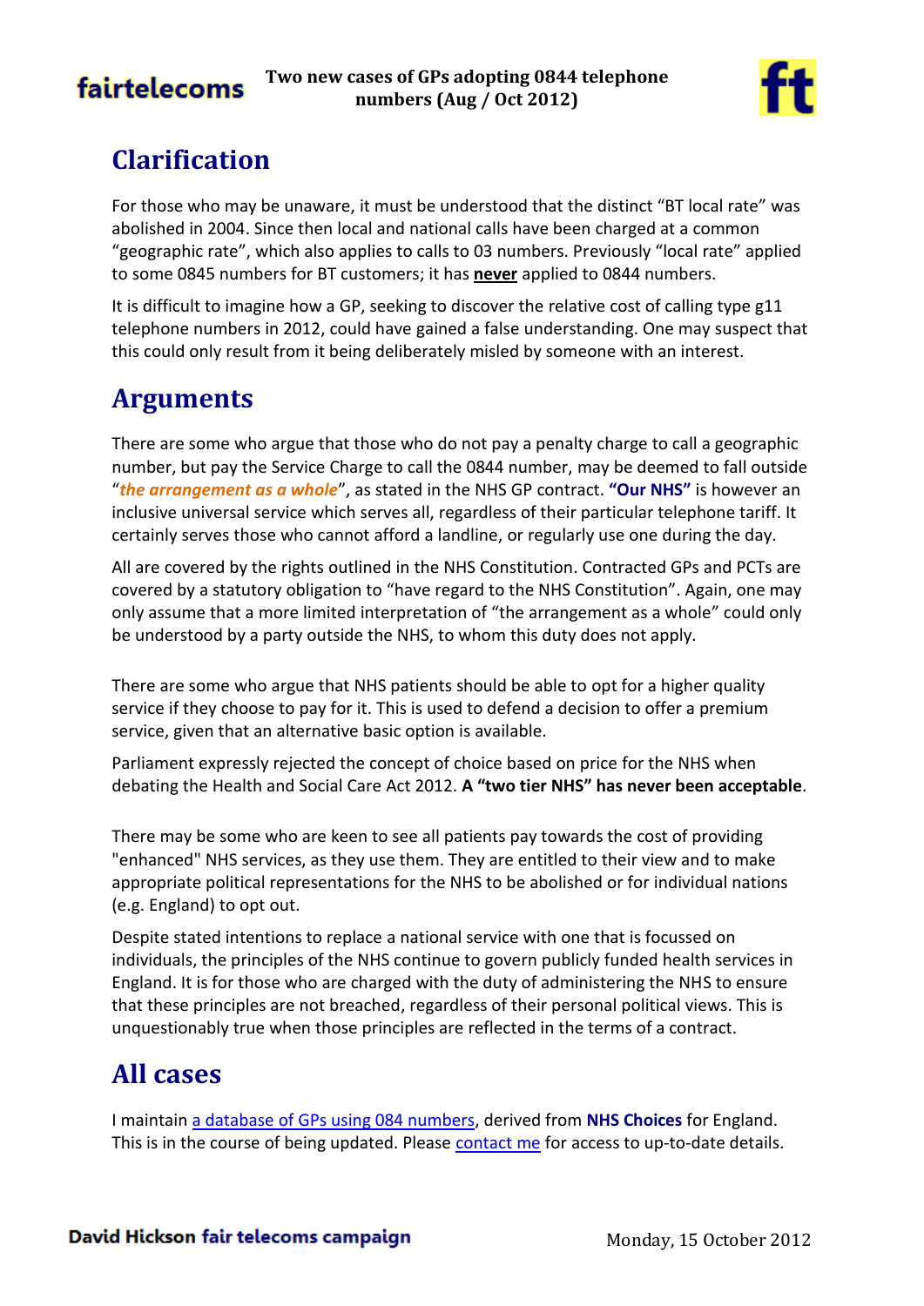## Clarification

For those who may be unaware, it must be understood that the distinct "BT local rate" was abolished in 2004. Since then local and national calls have been charged at a common "geographic rate", which also applies to calls to 03 numbers. Previously "local rate" applied to some 0845 numbers for BT customers; it has **never** applied to 0844 numbers.

It is difficult to imagine how a GP, seeking to discover the relative cost of calling type g11 telephone numbers in 2012, could have gained a false understanding. One may suspect that this could only result from it being deliberately misled by someone with an interest.

## Arguments

There are some who argue that those who do not pay a penalty charge to call a geographic number, but pay the Service Charge to call the 0844 number, may be deemed to fall outside "***the arrangement as a whole***", as stated in the NHS GP contract. **"Our NHS"** is however an inclusive universal service which serves all, regardless of their particular telephone tariff. It certainly serves those who cannot afford a landline, or regularly use one during the day.

All are covered by the rights outlined in the NHS Constitution. Contracted GPs and PCTs are covered by a statutory obligation to "have regard to the NHS Constitution". Again, one may only assume that a more limited interpretation of "the arrangement as a whole" could only be understood by a party outside the NHS, to whom this duty does not apply.

There are some who argue that NHS patients should be able to opt for a higher quality service if they choose to pay for it. This is used to defend a decision to offer a premium service, given that an alternative basic option is available.

Parliament expressly rejected the concept of choice based on price for the NHS when debating the Health and Social Care Act 2012. **A "two tier NHS" has never been acceptable**.

There may be some who are keen to see all patients pay towards the cost of providing "enhanced" NHS services, as they use them. They are entitled to their view and to make appropriate political representations for the NHS to be abolished or for individual nations (e.g. England) to opt out.

Despite stated intentions to replace a national service with one that is focussed on individuals, the principles of the NHS continue to govern publicly funded health services in England. It is for those who are charged with the duty of administering the NHS to ensure that these principles are not breached, regardless of their personal political views. This is unquestionably true when those principles are reflected in the terms of a contract.

## All cases

I maintain a database of GPs using 084 numbers, derived from **NHS Choices** for England. This is in the course of being updated. Please contact me for access to up-to-date details.